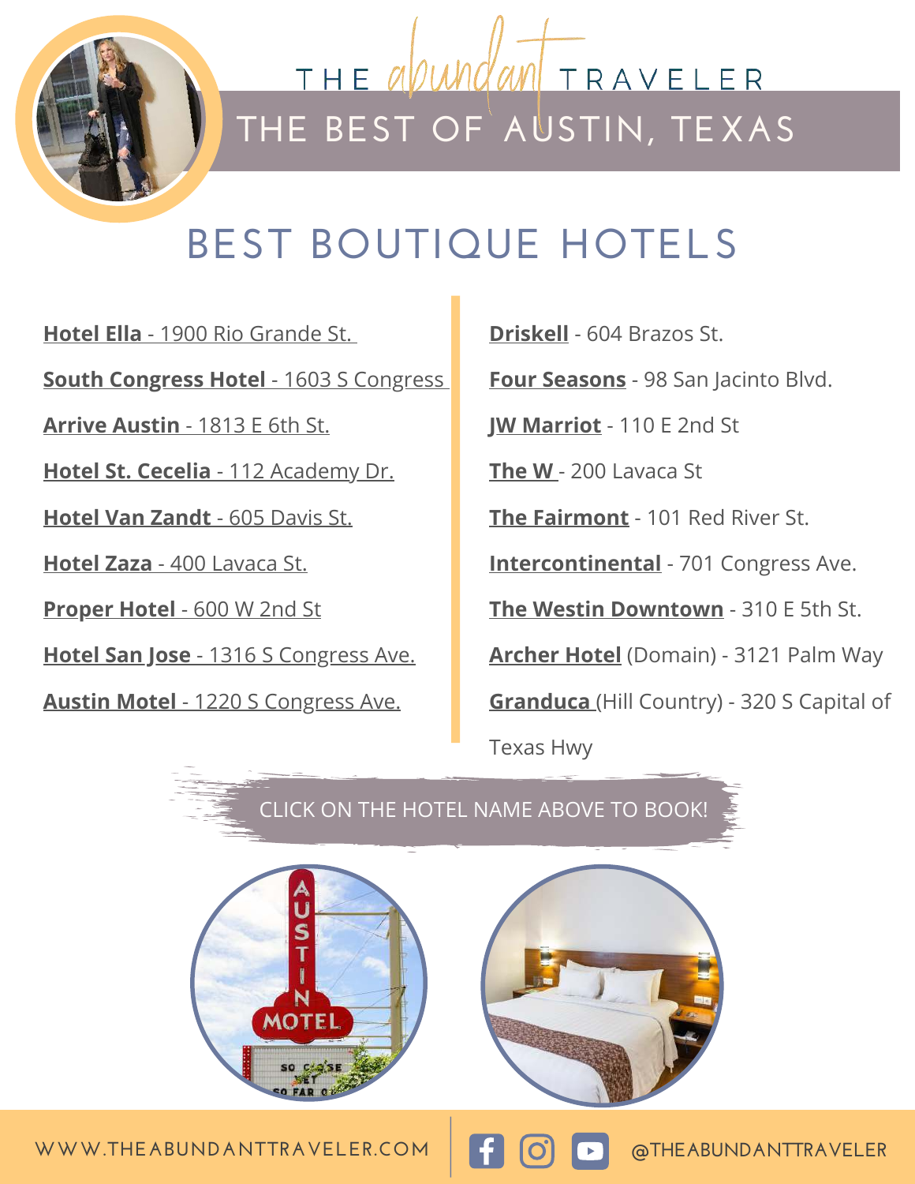# THE abundant TRAVELER

## THE BEST OF AUSTIN, TEXAS

## BEST BOUTIQUE HOTELS

**Hotel Ella** - 1900 Rio Grande St.

**South Congress Hotel** - 1603 S Congress

**Arrive Austin** - 1813 E 6th St.

**Hotel St. Cecelia** - 112 Academy Dr.

**Hotel Van Zandt** - 605 Davis St.

**Hotel Zaza** - 400 Lavaca St.

**Proper Hotel** - 600 W 2nd St

**Hotel San Jose** - 1316 S Congress Ave.

**Austin Motel** - 1220 S Congress Ave.

**Driskell** - 604 Brazos St.

**Four Seasons** - 98 San Jacinto Blvd.

**JW Marriot** - 110 E 2nd St

**The W** - 200 Lavaca St

**The Fairmont** - 101 Red River St.

**Intercontinental** - 701 Congress Ave.

**The Westin Downtown** - 310 E 5th St.

**Archer Hotel** (Domain) - 3121 Palm Way

**Granduca** (Hill Country) - 320 S Capital of Texas Hwy

CLICK ON THE HOTEL NAME ABOVE TO BOOK!

WWW.THEABUNDANTTRAVELER.COM | @THEABUNDANTTRAVELER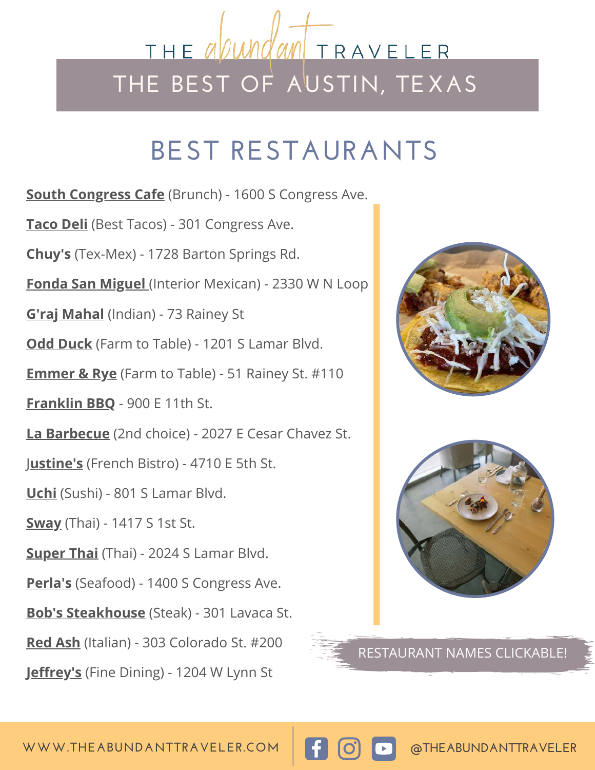# THE abundant TRAVELER

## THE BEST OF AUSTIN, TEXAS

## BEST RESTAURANTS

**South Congress Cafe** (Brunch) - 1600 S Congress Ave.

**Taco Deli** (Best Tacos) - 301 Congress Ave.

**Chuy's** (Tex-Mex) - 1728 Barton Springs Rd.

**Fonda San Miguel** (Interior Mexican) - 2330 W N Loop

**G'raj Mahal** (Indian) - 73 Rainey St

**Odd Duck** (Farm to Table) - 1201 S Lamar Blvd.

**Emmer & Rye** (Farm to Table) - 51 Rainey St. #110

**Franklin BBQ** - 900 E 11th St.

**La Barbecue** (2nd choice) - 2027 E Cesar Chavez St.

**Justine's** (French Bistro) - 4710 E 5th St.

**Uchi** (Sushi) - 801 S Lamar Blvd.

**Sway** (Thai) - 1417 S 1st St.

**Super Thai** (Thai) - 2024 S Lamar Blvd.

**Perla's** (Seafood) - 1400 S Congress Ave.

**Bob's Steakhouse** (Steak) - 301 Lavaca St.

**Red Ash** (Italian) - 303 Colorado St. #200

**Jeffrey's** (Fine Dining) - 1204 W Lynn St

RESTAURANT NAMES CLICKABLE!

WWW.THEABUNDANTTRAVELER.COM | @THEABUNDANTTRAVELER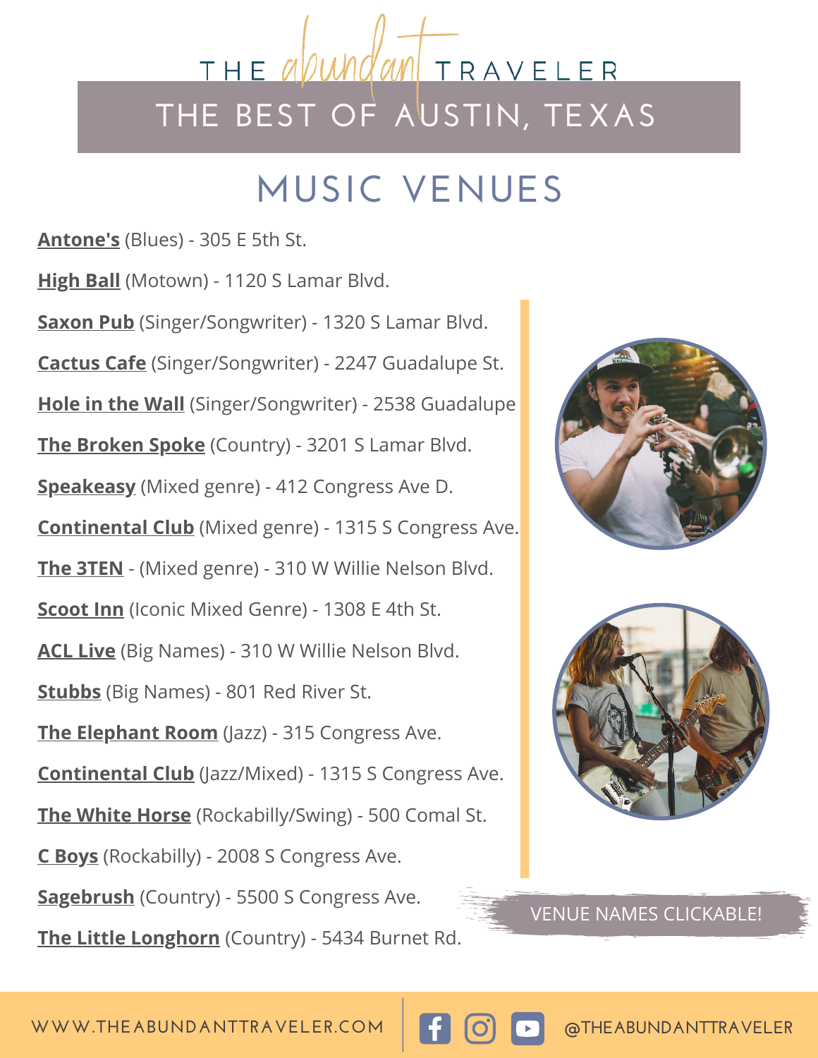# THE abundant TRAVELER

## THE BEST OF AUSTIN, TEXAS

## MUSIC VENUES

**Antone's** (Blues) - 305 E 5th St.

**High Ball** (Motown) - 1120 S Lamar Blvd.

**Saxon Pub** (Singer/Songwriter) - 1320 S Lamar Blvd.

**Cactus Cafe** (Singer/Songwriter) - 2247 Guadalupe St.

**Hole in the Wall** (Singer/Songwriter) - 2538 Guadalupe

**The Broken Spoke** (Country) - 3201 S Lamar Blvd.

**Speakeasy** (Mixed genre) - 412 Congress Ave D.

**Continental Club** (Mixed genre) - 1315 S Congress Ave.

**The 3TEN** - (Mixed genre) - 310 W Willie Nelson Blvd.

**Scoot Inn** (Iconic Mixed Genre) - 1308 E 4th St.

**ACL Live** (Big Names) - 310 W Willie Nelson Blvd.

**Stubbs** (Big Names) - 801 Red River St.

**The Elephant Room** (Jazz) - 315 Congress Ave.

**Continental Club** (Jazz/Mixed) - 1315 S Congress Ave.

**The White Horse** (Rockabilly/Swing) - 500 Comal St.

**C Boys** (Rockabilly) - 2008 S Congress Ave.

**Sagebrush** (Country) - 5500 S Congress Ave.

**The Little Longhorn** (Country) - 5434 Burnet Rd.

VENUE NAMES CLICKABLE!

WWW.THEABUNDANTTRAVELER.COM @THEABUNDANTTRAVELER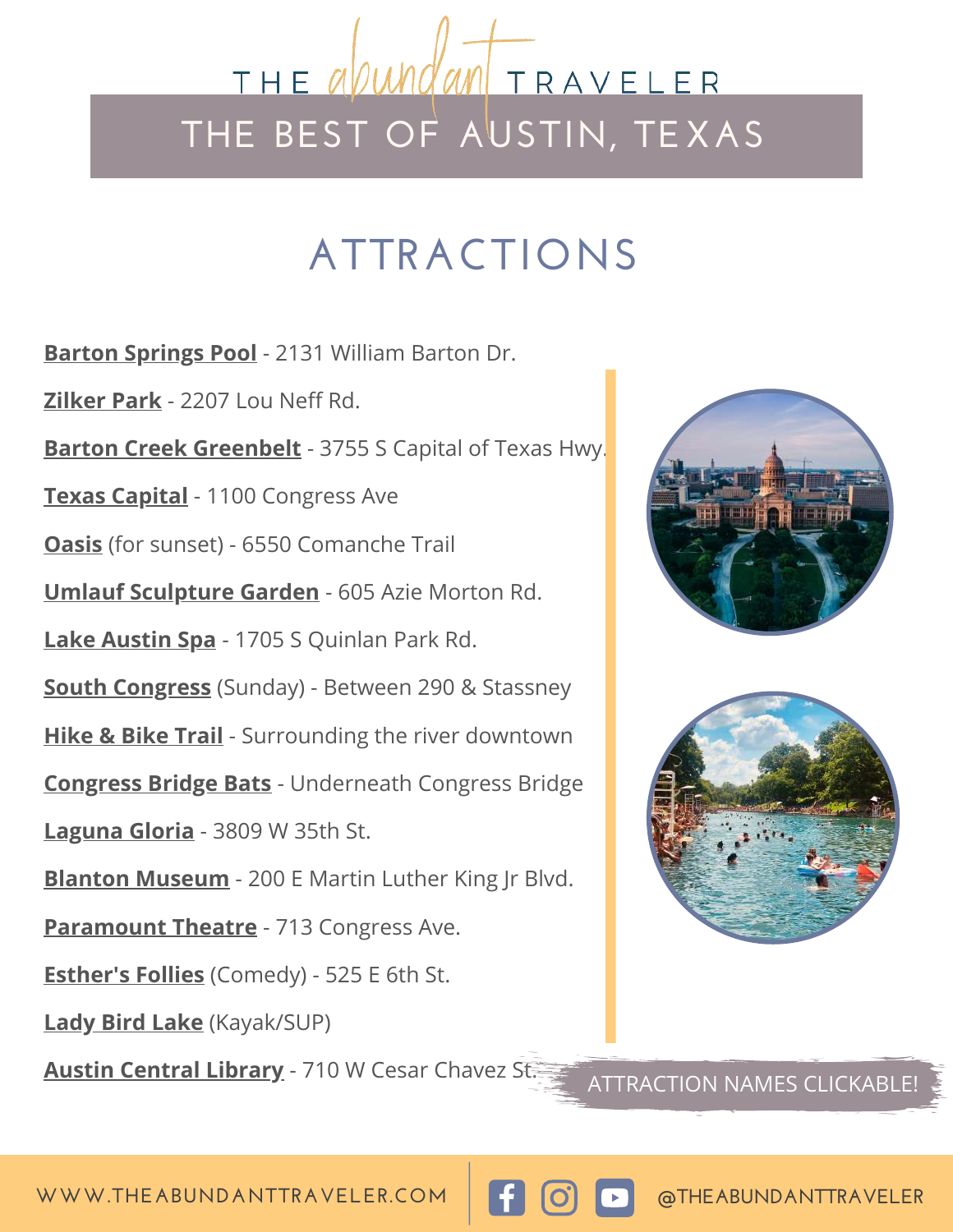# THE abundant TRAVELER

## THE BEST OF AUSTIN, TEXAS

## ATTRACTIONS

**Barton Springs Pool** - 2131 William Barton Dr.

**Zilker Park** - 2207 Lou Neff Rd.

**Barton Creek Greenbelt** - 3755 S Capital of Texas Hwy.

**Texas Capital** - 1100 Congress Ave

**Oasis** (for sunset) - 6550 Comanche Trail

**Umlauf Sculpture Garden** - 605 Azie Morton Rd.

**Lake Austin Spa** - 1705 S Quinlan Park Rd.

**South Congress** (Sunday) - Between 290 & Stassney

**Hike & Bike Trail** - Surrounding the river downtown

**Congress Bridge Bats** - Underneath Congress Bridge

**Laguna Gloria** - 3809 W 35th St.

**Blanton Museum** - 200 E Martin Luther King Jr Blvd.

**Paramount Theatre** - 713 Congress Ave.

**Esther's Follies** (Comedy) - 525 E 6th St.

**Lady Bird Lake** (Kayak/SUP)

**Austin Central Library** - 710 W Cesar Chavez St.

ATTRACTION NAMES CLICKABLE!

WWW.THEABUNDANTTRAVELER.COM | @THEABUNDANTTRAVELER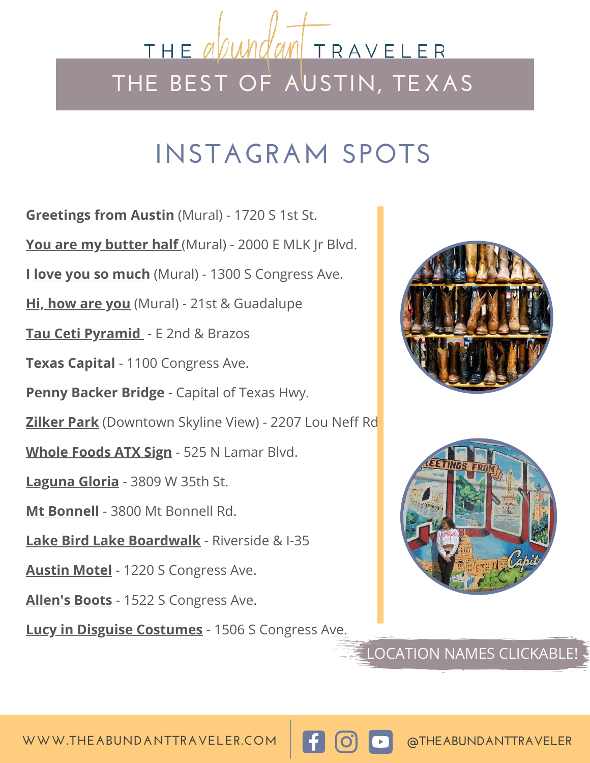THE *abundant* TRAVELER

# THE BEST OF AUSTIN, TEXAS

## INSTAGRAM SPOTS

**Greetings from Austin** (Mural) - 1720 S 1st St.

**You are my butter half** (Mural) - 2000 E MLK Jr Blvd.

**I love you so much** (Mural) - 1300 S Congress Ave.

**Hi, how are you** (Mural) - 21st & Guadalupe

**Tau Ceti Pyramid** - E 2nd & Brazos

**Texas Capital** - 1100 Congress Ave.

**Penny Backer Bridge** - Capital of Texas Hwy.

**Zilker Park** (Downtown Skyline View) - 2207 Lou Neff Rd

**Whole Foods ATX Sign** - 525 N Lamar Blvd.

**Laguna Gloria** - 3809 W 35th St.

**Mt Bonnell** - 3800 Mt Bonnell Rd.

**Lake Bird Lake Boardwalk** - Riverside & I-35

**Austin Motel** - 1220 S Congress Ave.

**Allen's Boots** - 1522 S Congress Ave.

**Lucy in Disguise Costumes** - 1506 S Congress Ave.

LOCATION NAMES CLICKABLE!

WWW.THEABUNDANTTRAVELER.COM | @THEABUNDANTTRAVELER